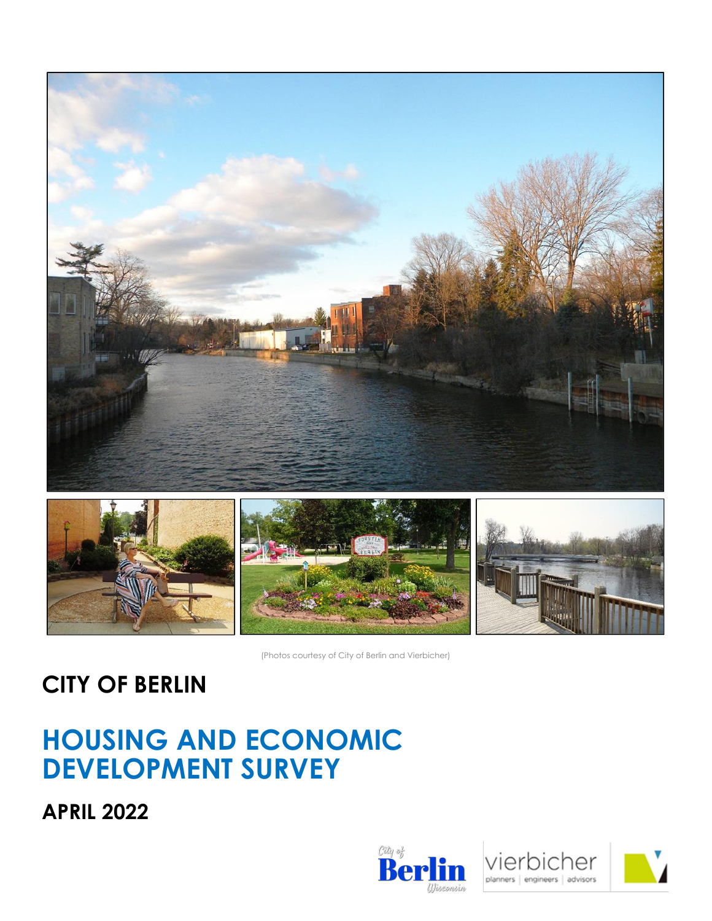(Photos courtesy of City of Berlin and Vierbicher)

# CITY OF BERLIN

# HOUSING AND ECONOMIC DEVELOPMENT SURVEY

## APRIL 2022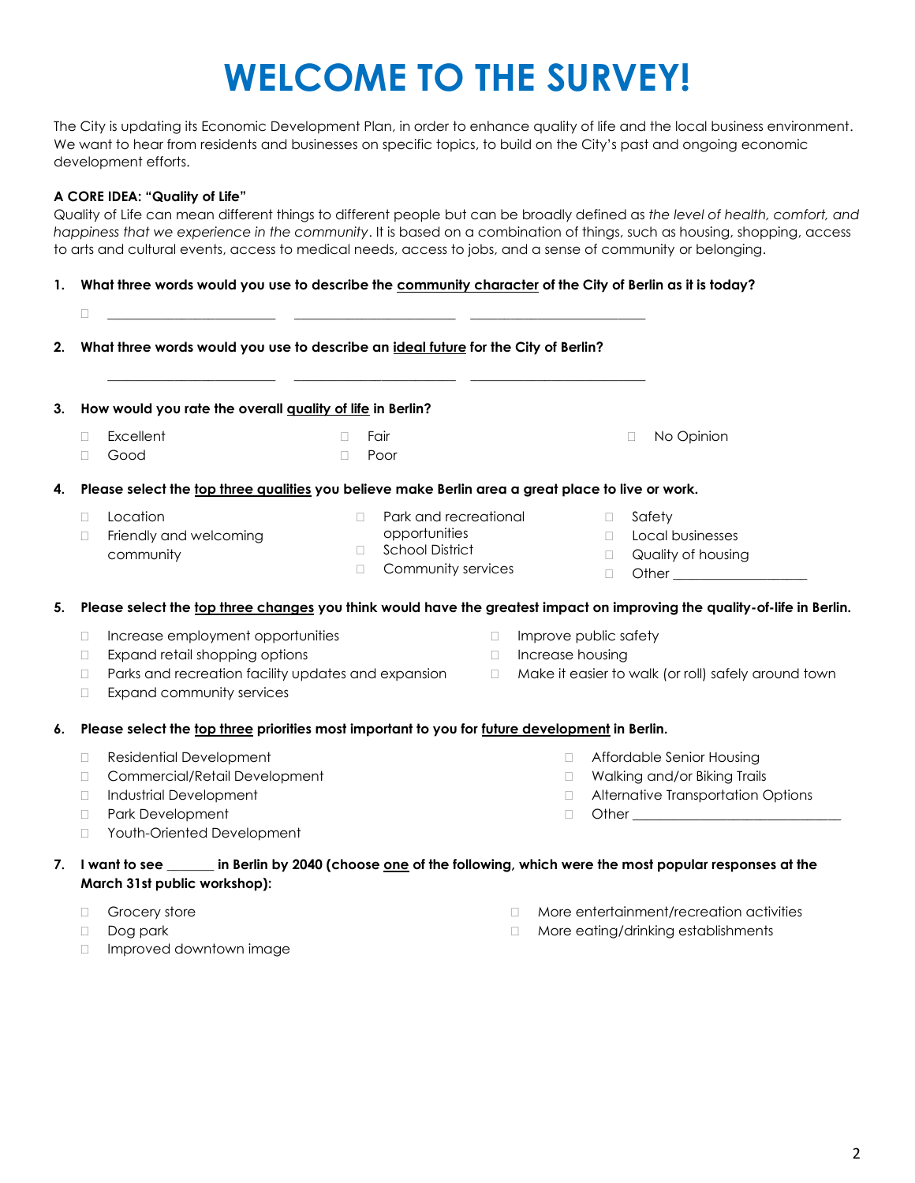# WELCOME TO THE SURVEY!

The City is updating its Economic Development Plan, in order to enhance quality of life and the local business environment. We want to hear from residents and businesses on specific topics, to build on the City's past and ongoing economic development efforts.

**A CORE IDEA: "Quality of Life"**

Quality of Life can mean different things to different people but can be broadly defined as *the level of health, comfort, and happiness that we experience in the community*. It is based on a combination of things, such as housing, shopping, access to arts and cultural events, access to medical needs, access to jobs, and a sense of community or belonging.

1. **What three words would you use to describe the community character of the City of Berlin as it is today?**

   - ☐ ______________________ ______________________ ______________________

2. **What three words would you use to describe an ideal future for the City of Berlin?**

   ______________________ ______________________ ______________________

3. **How would you rate the overall quality of life in Berlin?**

   - ☐ Excellent
   - ☐ Good
   - ☐ Fair
   - ☐ Poor
   - ☐ No Opinion

4. **Please select the top three qualities you believe make Berlin area a great place to live or work.**

   - ☐ Location
   - ☐ Friendly and welcoming community
   - ☐ Park and recreational opportunities
   - ☐ School District
   - ☐ Community services
   - ☐ Safety
   - ☐ Local businesses
   - ☐ Quality of housing
   - ☐ Other ________________

5. **Please select the top three changes you think would have the greatest impact on improving the quality-of-life in Berlin.**

   - ☐ Increase employment opportunities
   - ☐ Expand retail shopping options
   - ☐ Parks and recreation facility updates and expansion
   - ☐ Expand community services
   - ☐ Improve public safety
   - ☐ Increase housing
   - ☐ Make it easier to walk (or roll) safely around town

6. **Please select the top three priorities most important to you for future development in Berlin.**

   - ☐ Residential Development
   - ☐ Commercial/Retail Development
   - ☐ Industrial Development
   - ☐ Park Development
   - ☐ Youth-Oriented Development
   - ☐ Affordable Senior Housing
   - ☐ Walking and/or Biking Trails
   - ☐ Alternative Transportation Options
   - ☐ Other ___________________________

7. **I want to see ______ in Berlin by 2040 (choose one of the following, which were the most popular responses at the March 31st public workshop):**

   - ☐ Grocery store
   - ☐ Dog park
   - ☐ Improved downtown image
   - ☐ More entertainment/recreation activities
   - ☐ More eating/drinking establishments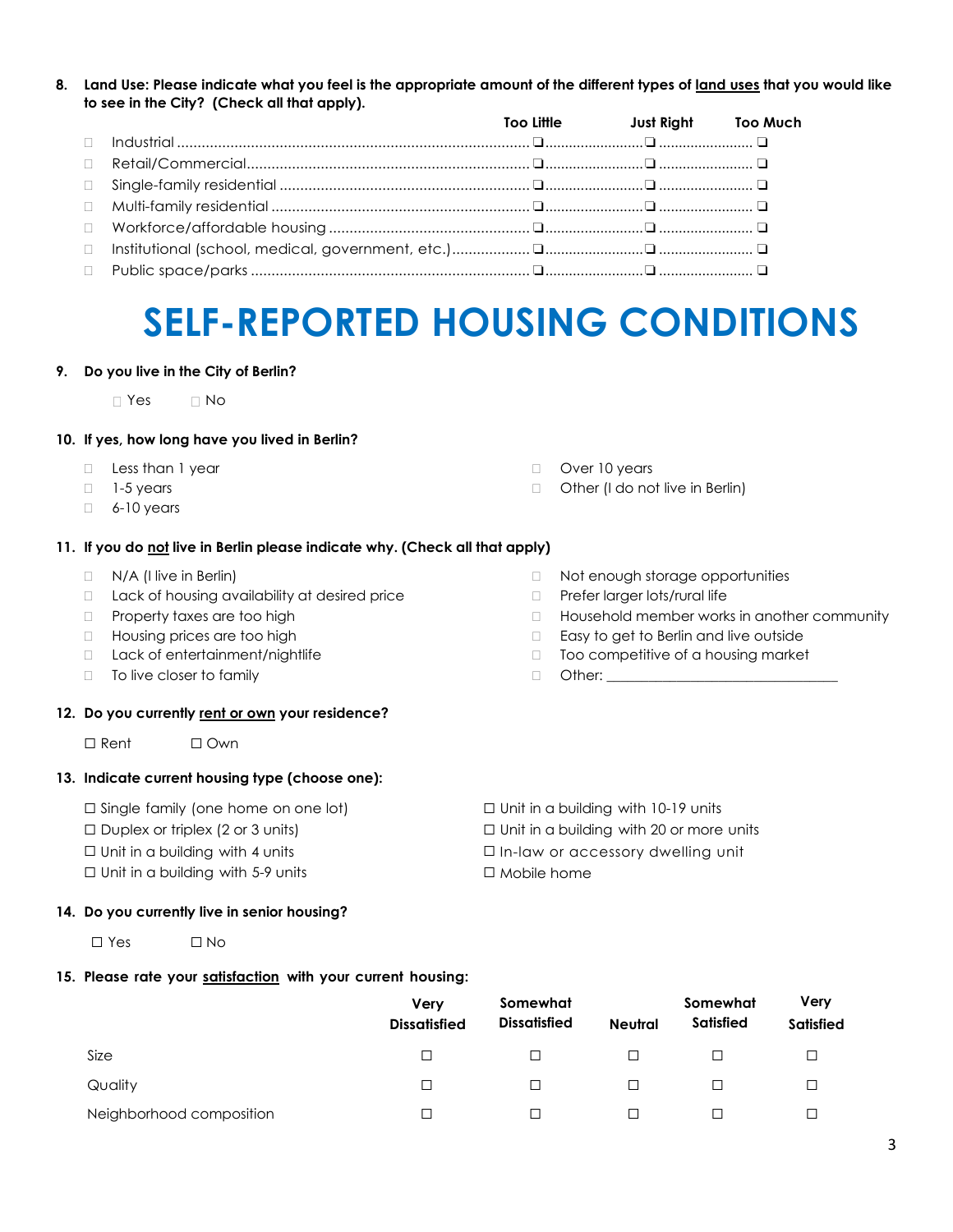8. **Land Use: Please indicate what you feel is the appropriate amount of the different types of <u>land uses</u> that you would like to see in the City? (Check all that apply).**

| | Too Little | Just Right | Too Much |
|---|---|---|---|
| ☐ Industrial | ❑ | ❑ | ❑ |
| ☐ Retail/Commercial | ❑ | ❑ | ❑ |
| ☐ Single-family residential | ❑ | ❑ | ❑ |
| ☐ Multi-family residential | ❑ | ❑ | ❑ |
| ☐ Workforce/affordable housing | ❑ | ❑ | ❑ |
| ☐ Institutional (school, medical, government, etc.) | ❑ | ❑ | ❑ |
| ☐ Public space/parks | ❑ | ❑ | ❑ |

# SELF-REPORTED HOUSING CONDITIONS

9. **Do you live in the City of Berlin?**

   ☐ Yes ☐ No

10. **If yes, how long have you lived in Berlin?**

   - ☐ Less than 1 year
   - ☐ 1-5 years
   - ☐ 6-10 years
   - ☐ Over 10 years
   - ☐ Other (I do not live in Berlin)

11. **If you do <u>not</u> live in Berlin please indicate why. (Check all that apply)**

   - ☐ N/A (I live in Berlin)
   - ☐ Lack of housing availability at desired price
   - ☐ Property taxes are too high
   - ☐ Housing prices are too high
   - ☐ Lack of entertainment/nightlife
   - ☐ To live closer to family
   - ☐ Not enough storage opportunities
   - ☐ Prefer larger lots/rural life
   - ☐ Household member works in another community
   - ☐ Easy to get to Berlin and live outside
   - ☐ Too competitive of a housing market
   - ☐ Other: ______________________________

12. **Do you currently <u>rent or own</u> your residence?**

   ☐ Rent ☐ Own

13. **Indicate current housing type (choose one):**

   - ☐ Single family (one home on one lot)
   - ☐ Duplex or triplex (2 or 3 units)
   - ☐ Unit in a building with 4 units
   - ☐ Unit in a building with 5-9 units
   - ☐ Unit in a building with 10-19 units
   - ☐ Unit in a building with 20 or more units
   - ☐ In-law or accessory dwelling unit
   - ☐ Mobile home

14. **Do you currently live in senior housing?**

   ☐ Yes ☐ No

15. **Please rate your <u>satisfaction</u> with your current housing:**

| | Very Dissatisfied | Somewhat Dissatisfied | Neutral | Somewhat Satisfied | Very Satisfied |
|---|---|---|---|---|---|
| Size | ☐ | ☐ | ☐ | ☐ | ☐ |
| Quality | ☐ | ☐ | ☐ | ☐ | ☐ |
| Neighborhood composition | ☐ | ☐ | ☐ | ☐ | ☐ |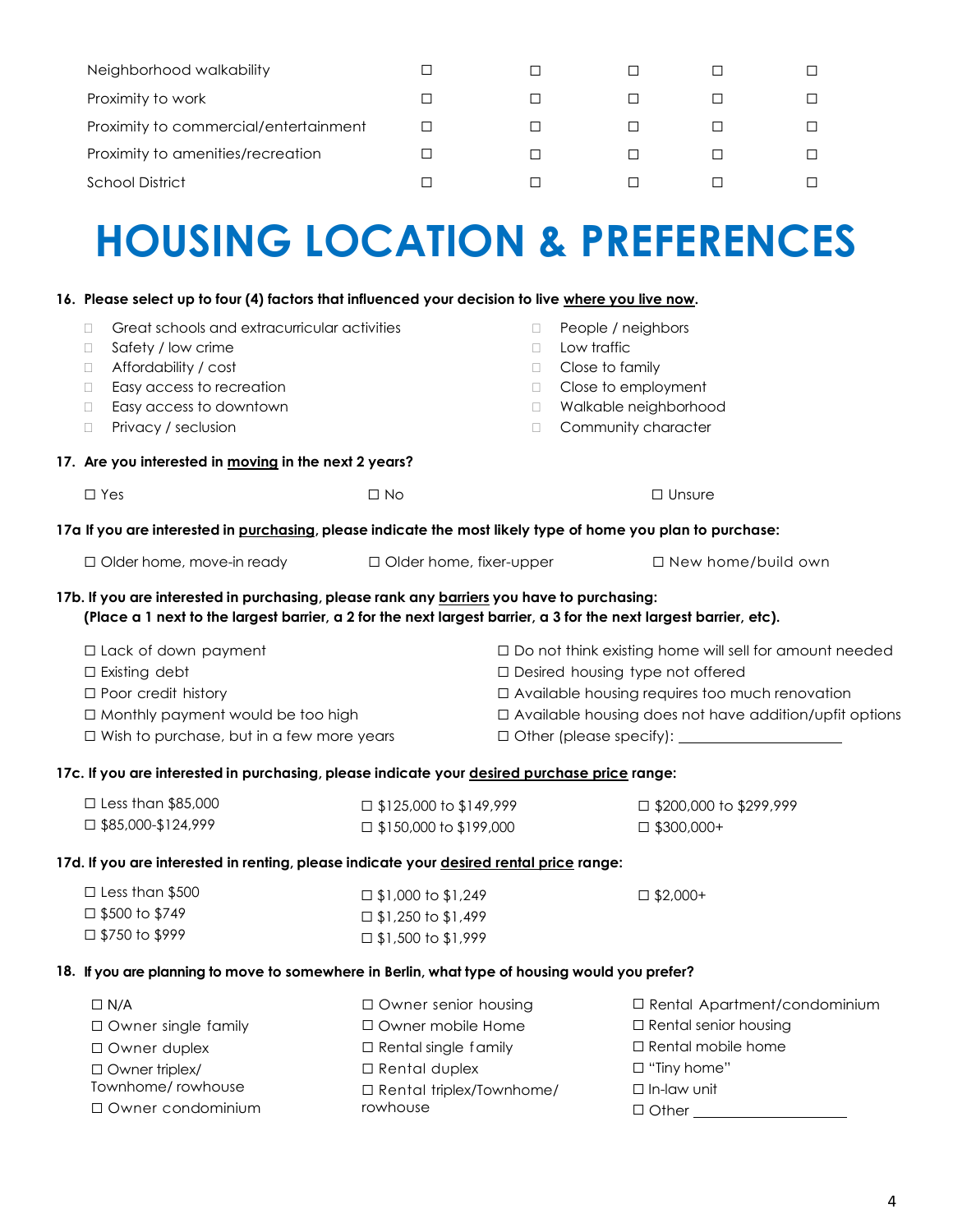| | | | | | |
|---|---|---|---|---|---|
| Neighborhood walkability | ☐ | ☐ | ☐ | ☐ | ☐ |
| Proximity to work | ☐ | ☐ | ☐ | ☐ | ☐ |
| Proximity to commercial/entertainment | ☐ | ☐ | ☐ | ☐ | ☐ |
| Proximity to amenities/recreation | ☐ | ☐ | ☐ | ☐ | ☐ |
| School District | ☐ | ☐ | ☐ | ☐ | ☐ |

# HOUSING LOCATION & PREFERENCES

**16. Please select up to four (4) factors that influenced your decision to live where you live now.**

- ☐ Great schools and extracurricular activities
- ☐ Safety / low crime
- ☐ Affordability / cost
- ☐ Easy access to recreation
- ☐ Easy access to downtown
- ☐ Privacy / seclusion
- ☐ People / neighbors
- ☐ Low traffic
- ☐ Close to family
- ☐ Close to employment
- ☐ Walkable neighborhood
- ☐ Community character

**17. Are you interested in moving in the next 2 years?**

☐ Yes ☐ No ☐ Unsure

**17a If you are interested in purchasing, please indicate the most likely type of home you plan to purchase:**

☐ Older home, move-in ready ☐ Older home, fixer-upper ☐ New home/build own

**17b. If you are interested in purchasing, please rank any barriers you have to purchasing:**
**(Place a 1 next to the largest barrier, a 2 for the next largest barrier, a 3 for the next largest barrier, etc).**

- ☐ Lack of down payment
- ☐ Existing debt
- ☐ Poor credit history
- ☐ Monthly payment would be too high
- ☐ Wish to purchase, but in a few more years
- ☐ Do not think existing home will sell for amount needed
- ☐ Desired housing type not offered
- ☐ Available housing requires too much renovation
- ☐ Available housing does not have addition/upfit options
- ☐ Other (please specify): ____________________

**17c. If you are interested in purchasing, please indicate your desired purchase price range:**

- ☐ Less than $85,000
- ☐ $85,000-$124,999
- ☐ $125,000 to $149,999
- ☐ $150,000 to $199,000
- ☐ $200,000 to $299,999
- ☐ $300,000+

**17d. If you are interested in renting, please indicate your desired rental price range:**

- ☐ Less than $500
- ☐ $500 to $749
- ☐ $750 to $999
- ☐ $1,000 to $1,249
- ☐ $1,250 to $1,499
- ☐ $1,500 to $1,999
- ☐ $2,000+

**18. If you are planning to move to somewhere in Berlin, what type of housing would you prefer?**

- ☐ N/A
- ☐ Owner single family
- ☐ Owner duplex
- ☐ Owner triplex/ Townhome/ rowhouse
- ☐ Owner condominium
- ☐ Owner senior housing
- ☐ Owner mobile Home
- ☐ Rental single family
- ☐ Rental duplex
- ☐ Rental triplex/Townhome/ rowhouse
- ☐ Rental Apartment/condominium
- ☐ Rental senior housing
- ☐ Rental mobile home
- ☐ "Tiny home"
- ☐ In-law unit
- ☐ Other ____________________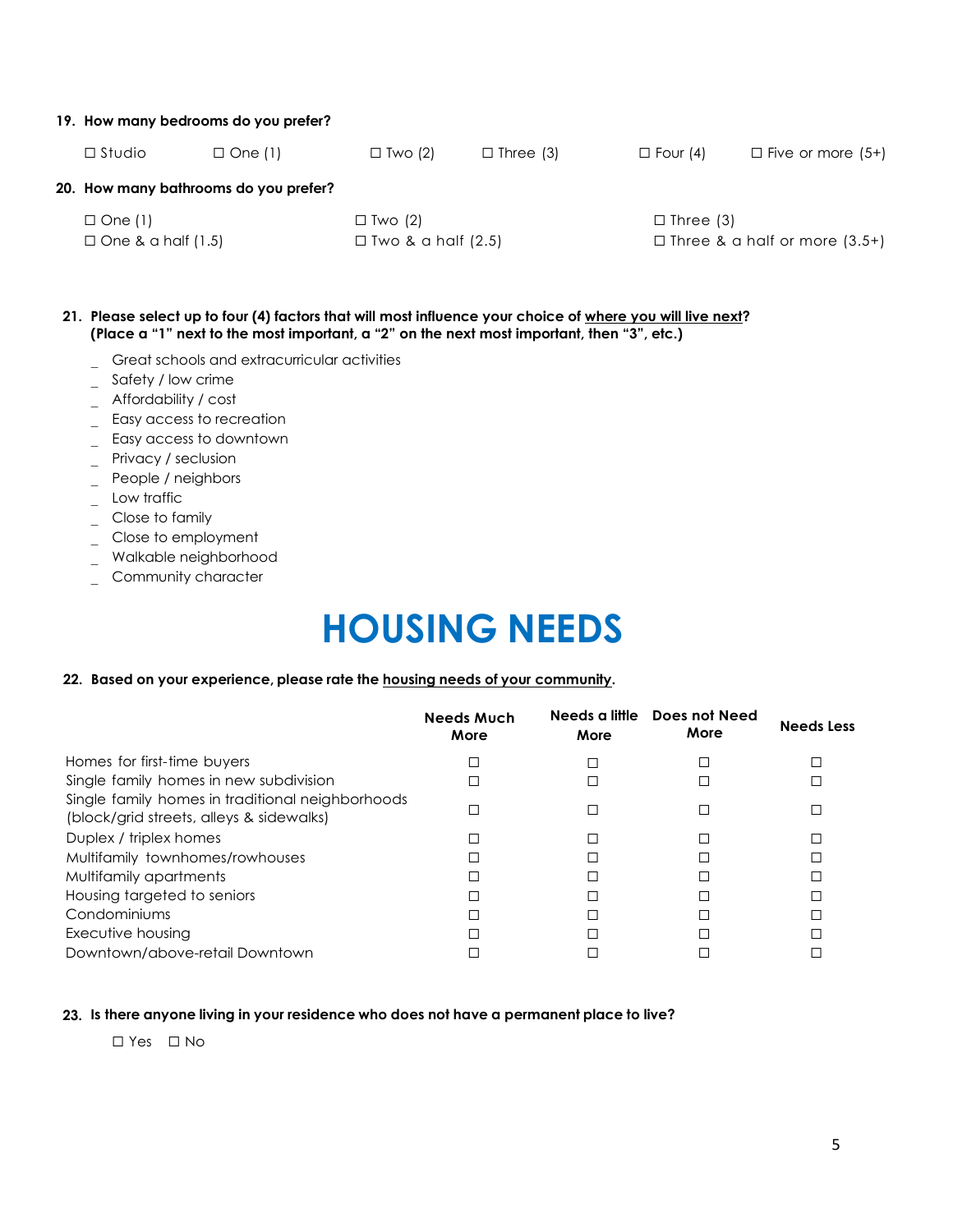**19. How many bedrooms do you prefer?**

☐ Studio ☐ One (1) ☐ Two (2) ☐ Three (3) ☐ Four (4) ☐ Five or more (5+)

**20. How many bathrooms do you prefer?**

☐ One (1) ☐ Two (2) ☐ Three (3)
☐ One & a half (1.5) ☐ Two & a half (2.5) ☐ Three & a half or more (3.5+)

**21. Please select up to four (4) factors that will most influence your choice of <u>where you will live next</u>? (Place a "1" next to the most important, a "2" on the next most important, then "3", etc.)**

_ Great schools and extracurricular activities
_ Safety / low crime
_ Affordability / cost
_ Easy access to recreation
_ Easy access to downtown
_ Privacy / seclusion
_ People / neighbors
_ Low traffic
_ Close to family
_ Close to employment
_ Walkable neighborhood
_ Community character

# HOUSING NEEDS

**22. Based on your experience, please rate the <u>housing needs of your community</u>.**

| | Needs Much More | Needs a little More | Does not Need More | Needs Less |
|---|---|---|---|---|
| Homes for first-time buyers | ☐ | ☐ | ☐ | ☐ |
| Single family homes in new subdivision | ☐ | ☐ | ☐ | ☐ |
| Single family homes in traditional neighborhoods (block/grid streets, alleys & sidewalks) | ☐ | ☐ | ☐ | ☐ |
| Duplex / triplex homes | ☐ | ☐ | ☐ | ☐ |
| Multifamily townhomes/rowhouses | ☐ | ☐ | ☐ | ☐ |
| Multifamily apartments | ☐ | ☐ | ☐ | ☐ |
| Housing targeted to seniors | ☐ | ☐ | ☐ | ☐ |
| Condominiums | ☐ | ☐ | ☐ | ☐ |
| Executive housing | ☐ | ☐ | ☐ | ☐ |
| Downtown/above-retail Downtown | ☐ | ☐ | ☐ | ☐ |

**23. Is there anyone living in your residence who does not have a permanent place to live?**

☐ Yes ☐ No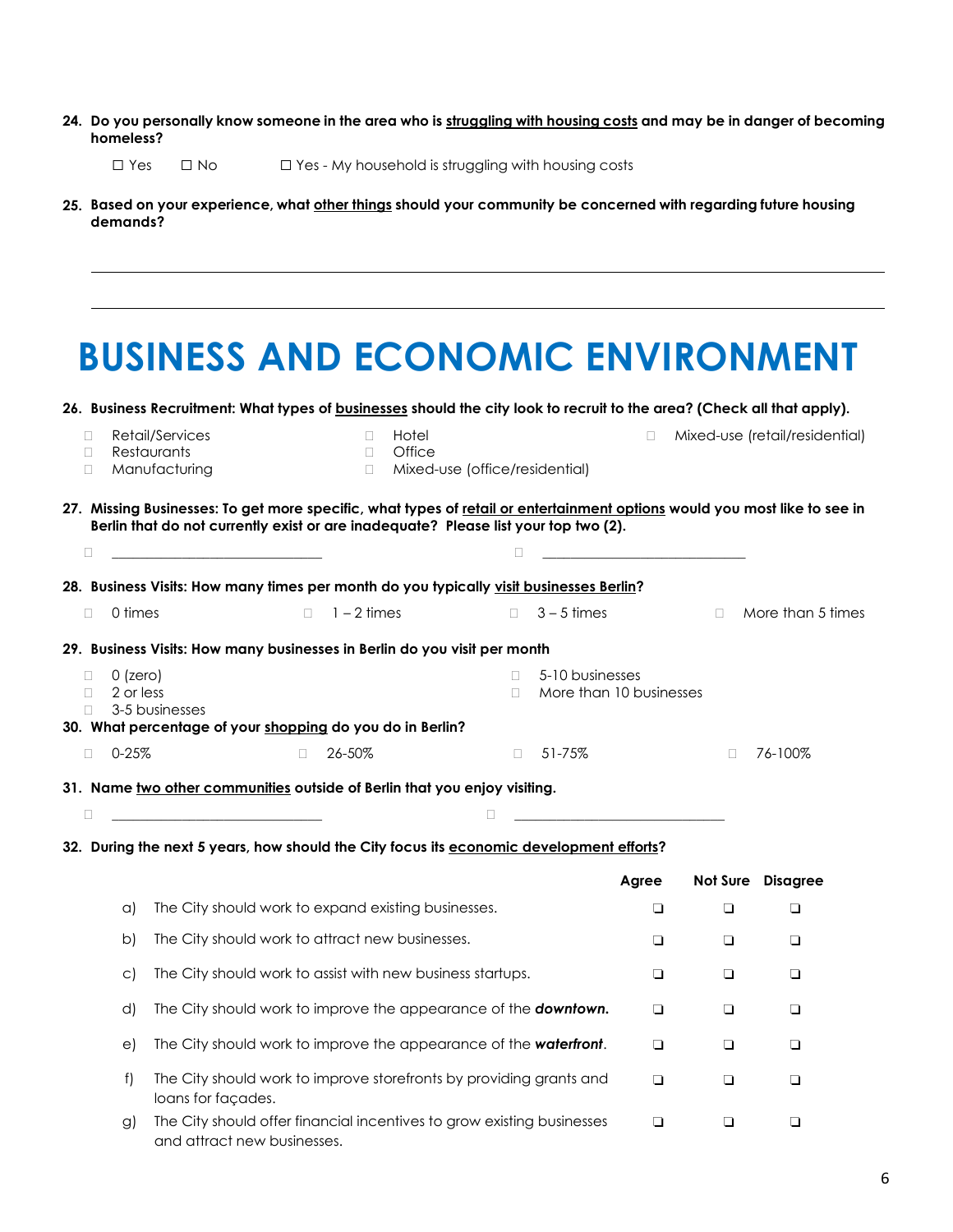**24. Do you personally know someone in the area who is <u>struggling with housing costs</u> and may be in danger of becoming homeless?**

☐ Yes ☐ No ☐ Yes - My household is struggling with housing costs

**25. Based on your experience, what <u>other things</u> should your community be concerned with regarding future housing demands?**

______________________________________________________________________

______________________________________________________________________

# BUSINESS AND ECONOMIC ENVIRONMENT

**26. Business Recruitment: What types of <u>businesses</u> should the city look to recruit to the area? (Check all that apply).**

- ☐ Retail/Services
- ☐ Restaurants
- ☐ Manufacturing
- ☐ Hotel
- ☐ Office
- ☐ Mixed-use (office/residential)
- ☐ Mixed-use (retail/residential)

**27. Missing Businesses: To get more specific, what types of <u>retail or entertainment options</u> would you most like to see in Berlin that do not currently exist or are inadequate? Please list your top two (2).**

☐ ______________________________ ☐ ______________________________

**28. Business Visits: How many times per month do you typically <u>visit businesses Berlin</u>?**

☐ 0 times ☐ 1 – 2 times ☐ 3 – 5 times ☐ More than 5 times

**29. Business Visits: How many businesses in Berlin do you visit per month**

- ☐ 0 (zero)
- ☐ 2 or less
- ☐ 3-5 businesses
- ☐ 5-10 businesses
- ☐ More than 10 businesses

**30. What percentage of your <u>shopping</u> do you do in Berlin?**

☐ 0-25% ☐ 26-50% ☐ 51-75% ☐ 76-100%

**31. Name <u>two other communities</u> outside of Berlin that you enjoy visiting.**

☐ ______________________________ ☐ ______________________________

**32. During the next 5 years, how should the City focus its <u>economic development efforts</u>?**

| | | Agree | Not Sure | Disagree |
|---|---|---|---|---|
| a) | The City should work to expand existing businesses. | ❑ | ❑ | ❑ |
| b) | The City should work to attract new businesses. | ❑ | ❑ | ❑ |
| c) | The City should work to assist with new business startups. | ❑ | ❑ | ❑ |
| d) | The City should work to improve the appearance of the ***downtown.*** | ❑ | ❑ | ❑ |
| e) | The City should work to improve the appearance of the ***waterfront***. | ❑ | ❑ | ❑ |
| f) | The City should work to improve storefronts by providing grants and loans for façades. | ❑ | ❑ | ❑ |
| g) | The City should offer financial incentives to grow existing businesses and attract new businesses. | ❑ | ❑ | ❑ |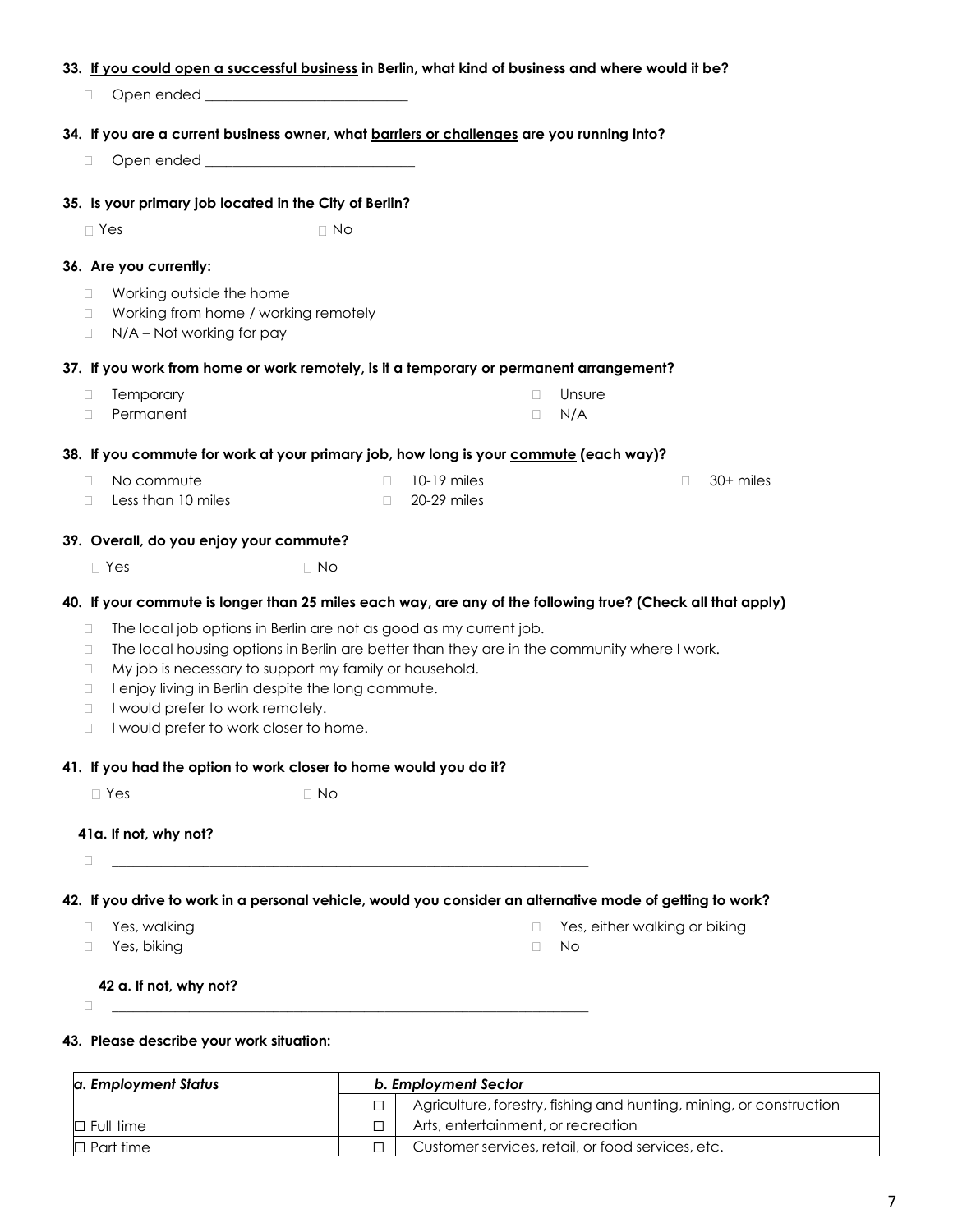**33. <u>If you could open a successful business</u> in Berlin, what kind of business and where would it be?**

- ☐ Open ended ____________________________

**34. If you are a current business owner, what <u>barriers or challenges</u> are you running into?**

- ☐ Open ended ____________________________

**35. Is your primary job located in the City of Berlin?**

☐ Yes ☐ No

**36. Are you currently:**

- ☐ Working outside the home
- ☐ Working from home / working remotely
- ☐ N/A – Not working for pay

**37. If you <u>work from home or work remotely</u>, is it a temporary or permanent arrangement?**

- ☐ Temporary
- ☐ Permanent
- ☐ Unsure
- ☐ N/A

**38. If you commute for work at your primary job, how long is your <u>commute</u> (each way)?**

- ☐ No commute
- ☐ Less than 10 miles
- ☐ 10-19 miles
- ☐ 20-29 miles
- ☐ 30+ miles

**39. Overall, do you enjoy your commute?**

☐ Yes ☐ No

**40. If your commute is longer than 25 miles each way, are any of the following true? (Check all that apply)**

- ☐ The local job options in Berlin are not as good as my current job.
- ☐ The local housing options in Berlin are better than they are in the community where I work.
- ☐ My job is necessary to support my family or household.
- ☐ I enjoy living in Berlin despite the long commute.
- ☐ I would prefer to work remotely.
- ☐ I would prefer to work closer to home.

**41. If you had the option to work closer to home would you do it?**

☐ Yes ☐ No

**41a. If not, why not?**

- ☐ ____________________________________________________________________

**42. If you drive to work in a personal vehicle, would you consider an alternative mode of getting to work?**

- ☐ Yes, walking
- ☐ Yes, biking
- ☐ Yes, either walking or biking
- ☐ No

**42 a. If not, why not?**

- ☐ ____________________________________________________________________

**43. Please describe your work situation:**

| *a. Employment Status* | *b. Employment Sector* | |
|---|---|---|
| | ☐ | Agriculture, forestry, fishing and hunting, mining, or construction |
| ☐ Full time | ☐ | Arts, entertainment, or recreation |
| ☐ Part time | ☐ | Customer services, retail, or food services, etc. |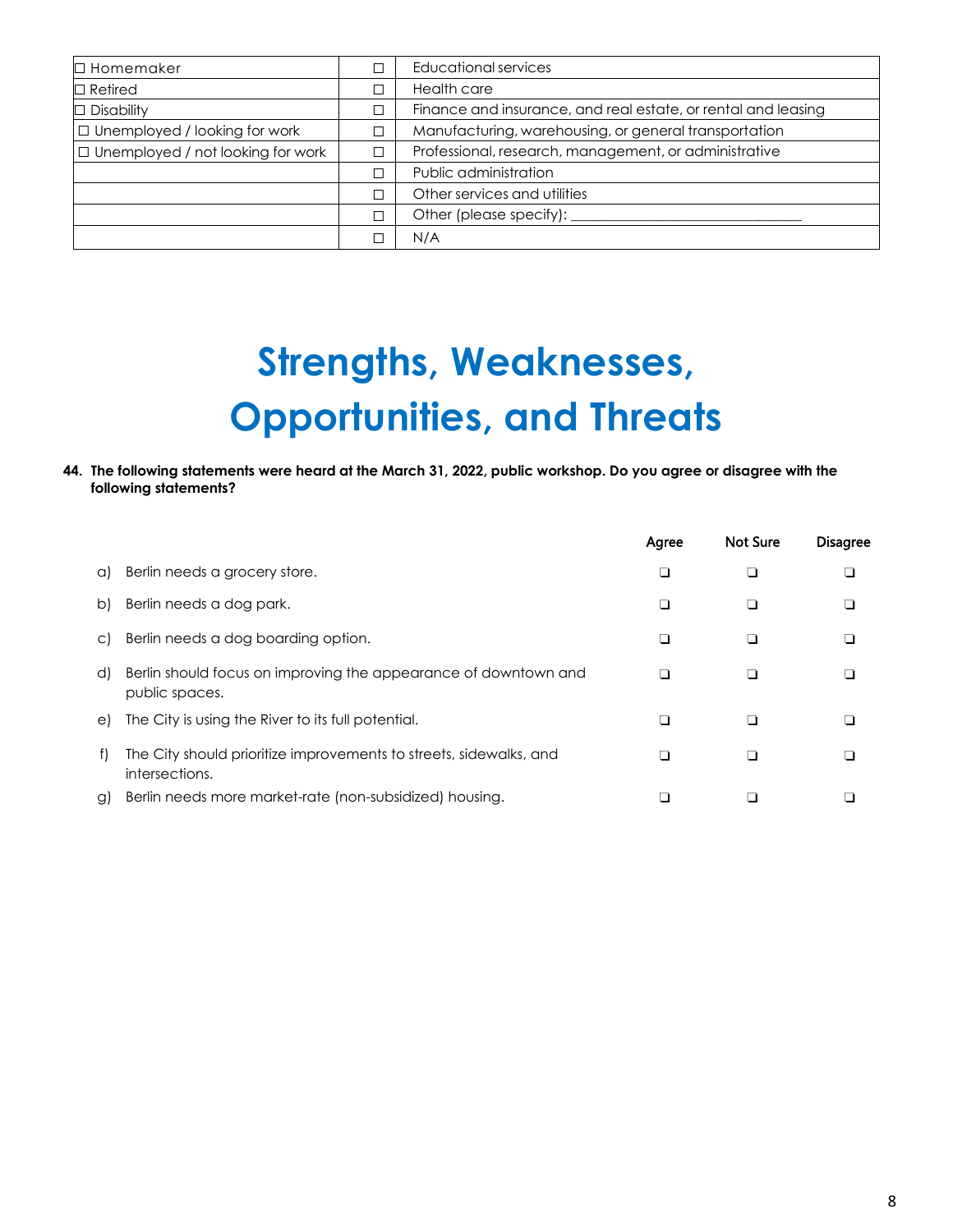| | | |
|---|---|---|
| ☐ Homemaker | ☐ | Educational services |
| ☐ Retired | ☐ | Health care |
| ☐ Disability | ☐ | Finance and insurance, and real estate, or rental and leasing |
| ☐ Unemployed / looking for work | ☐ | Manufacturing, warehousing, or general transportation |
| ☐ Unemployed / not looking for work | ☐ | Professional, research, management, or administrative |
| | ☐ | Public administration |
| | ☐ | Other services and utilities |
| | ☐ | Other (please specify): ______________________________ |
| | ☐ | N/A |

# Strengths, Weaknesses, Opportunities, and Threats

**44. The following statements were heard at the March 31, 2022, public workshop. Do you agree or disagree with the following statements?**

| | | Agree | Not Sure | Disagree |
|---|---|---|---|---|
| a) | Berlin needs a grocery store. | ❑ | ❑ | ❑ |
| b) | Berlin needs a dog park. | ❑ | ❑ | ❑ |
| c) | Berlin needs a dog boarding option. | ❑ | ❑ | ❑ |
| d) | Berlin should focus on improving the appearance of downtown and public spaces. | ❑ | ❑ | ❑ |
| e) | The City is using the River to its full potential. | ❑ | ❑ | ❑ |
| f) | The City should prioritize improvements to streets, sidewalks, and intersections. | ❑ | ❑ | ❑ |
| g) | Berlin needs more market-rate (non-subsidized) housing. | ❑ | ❑ | ❑ |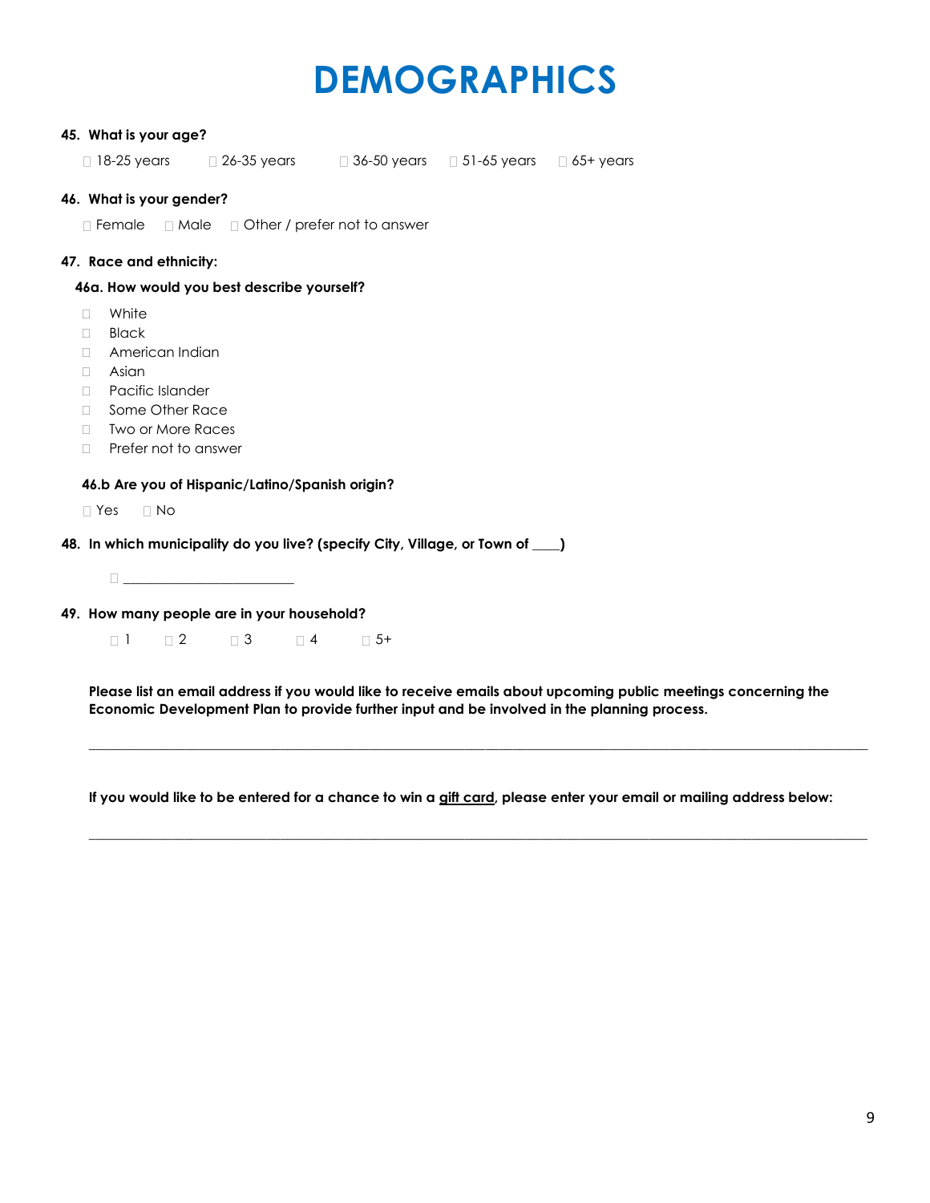# DEMOGRAPHICS

**45. What is your age?**

☐ 18-25 years ☐ 26-35 years ☐ 36-50 years ☐ 51-65 years ☐ 65+ years

**46. What is your gender?**

☐ Female ☐ Male ☐ Other / prefer not to answer

**47. Race and ethnicity:**

**46a. How would you best describe yourself?**

- ☐ White
- ☐ Black
- ☐ American Indian
- ☐ Asian
- ☐ Pacific Islander
- ☐ Some Other Race
- ☐ Two or More Races
- ☐ Prefer not to answer

**46.b Are you of Hispanic/Latino/Spanish origin?**

☐ Yes ☐ No

**48. In which municipality do you live? (specify City, Village, or Town of ____)**

☐ ________________________

**49. How many people are in your household?**

☐ 1 ☐ 2 ☐ 3 ☐ 4 ☐ 5+

**Please list an email address if you would like to receive emails about upcoming public meetings concerning the Economic Development Plan to provide further input and be involved in the planning process.**

______________________________________________________________________________

**If you would like to be entered for a chance to win a gift card, please enter your email or mailing address below:**

______________________________________________________________________________